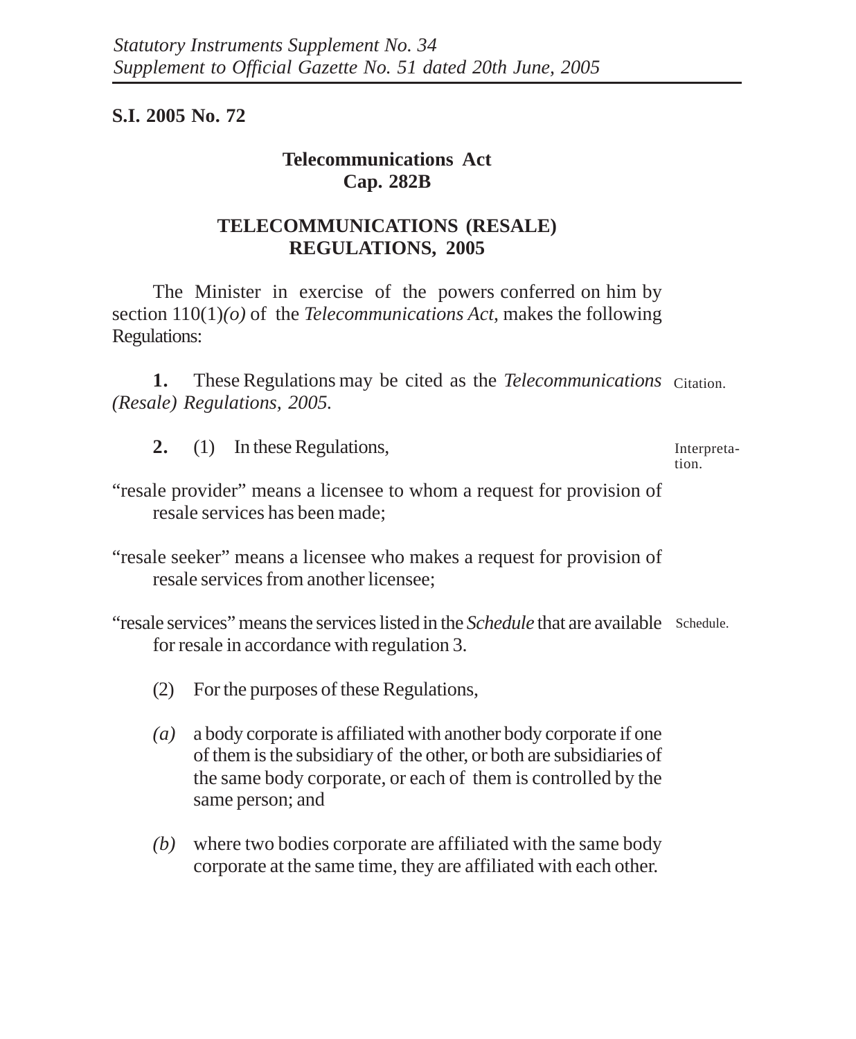*Statutory Instruments Supplement No. 34*
*Supplement to Official Gazette No. 51 dated 20th June, 2005*

**S.I. 2005 No. 72**

## Telecommunications Act
## Cap. 282B

# TELECOMMUNICATIONS (RESALE) REGULATIONS, 2005

The Minister in exercise of the powers conferred on him by section 110(1)*(o)* of the *Telecommunications Act*, makes the following Regulations:

Citation.

**1.** These Regulations may be cited as the *Telecommunications (Resale) Regulations, 2005.*

Interpretation.

**2.** (1) In these Regulations,

"resale provider" means a licensee to whom a request for provision of resale services has been made;

"resale seeker" means a licensee who makes a request for provision of resale services from another licensee;

Schedule.

"resale services" means the services listed in the *Schedule* that are available for resale in accordance with regulation 3.

(2) For the purposes of these Regulations,

*(a)* a body corporate is affiliated with another body corporate if one of them is the subsidiary of the other, or both are subsidiaries of the same body corporate, or each of them is controlled by the same person; and

*(b)* where two bodies corporate are affiliated with the same body corporate at the same time, they are affiliated with each other.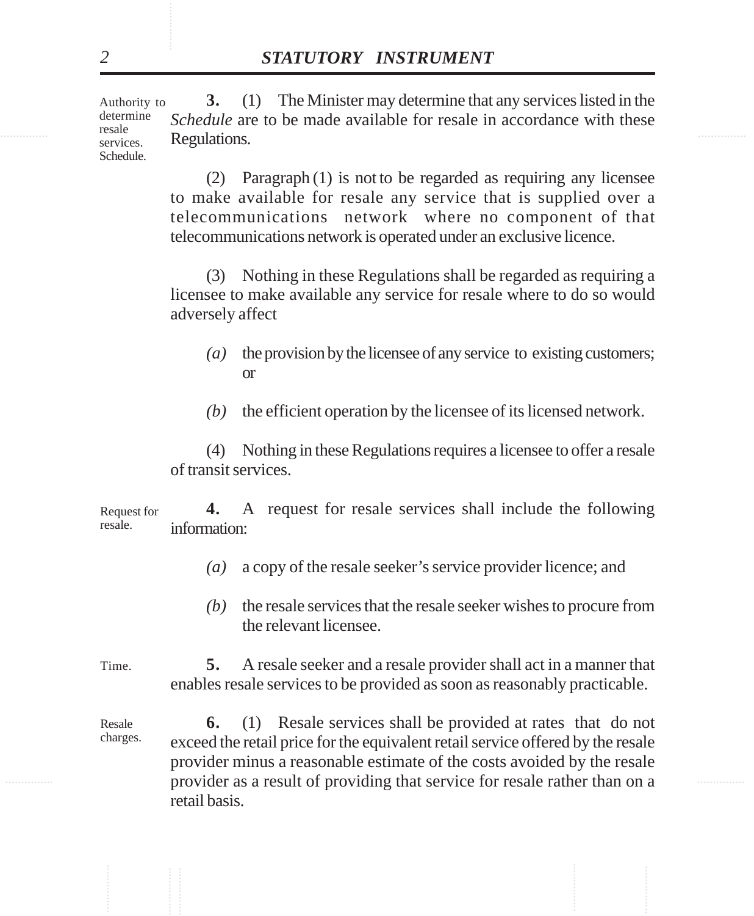Authority to determine resale services. Schedule.

**3.** (1) The Minister may determine that any services listed in the *Schedule* are to be made available for resale in accordance with these Regulations.

(2) Paragraph (1) is not to be regarded as requiring any licensee to make available for resale any service that is supplied over a telecommunications network where no component of that telecommunications network is operated under an exclusive licence.

(3) Nothing in these Regulations shall be regarded as requiring a licensee to make available any service for resale where to do so would adversely affect

*(a)* the provision by the licensee of any service to existing customers; or

*(b)* the efficient operation by the licensee of its licensed network.

(4) Nothing in these Regulations requires a licensee to offer a resale of transit services.

Request for resale.

**4.** A request for resale services shall include the following information:

*(a)* a copy of the resale seeker's service provider licence; and

*(b)* the resale services that the resale seeker wishes to procure from the relevant licensee.

Time.

**5.** A resale seeker and a resale provider shall act in a manner that enables resale services to be provided as soon as reasonably practicable.

Resale charges.

**6.** (1) Resale services shall be provided at rates that do not exceed the retail price for the equivalent retail service offered by the resale provider minus a reasonable estimate of the costs avoided by the resale provider as a result of providing that service for resale rather than on a retail basis.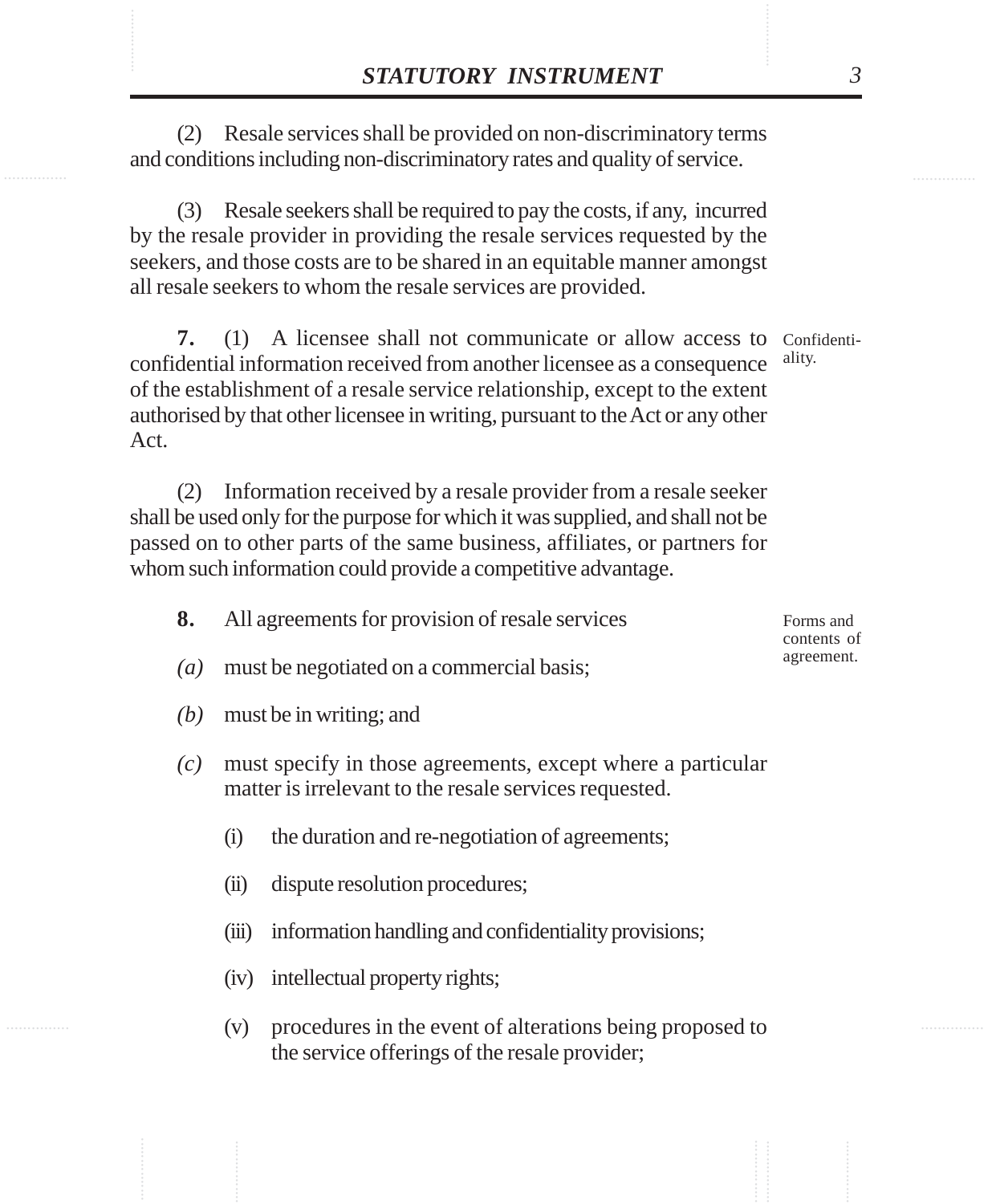(2) Resale services shall be provided on non-discriminatory terms and conditions including non-discriminatory rates and quality of service.

(3) Resale seekers shall be required to pay the costs, if any, incurred by the resale provider in providing the resale services requested by the seekers, and those costs are to be shared in an equitable manner amongst all resale seekers to whom the resale services are provided.

Confidentiality.

**7.** (1) A licensee shall not communicate or allow access to confidential information received from another licensee as a consequence of the establishment of a resale service relationship, except to the extent authorised by that other licensee in writing, pursuant to the Act or any other Act.

(2) Information received by a resale provider from a resale seeker shall be used only for the purpose for which it was supplied, and shall not be passed on to other parts of the same business, affiliates, or partners for whom such information could provide a competitive advantage.

Forms and contents of agreement.

**8.** All agreements for provision of resale services

*(a)* must be negotiated on a commercial basis;

*(b)* must be in writing; and

*(c)* must specify in those agreements, except where a particular matter is irrelevant to the resale services requested.

(i) the duration and re-negotiation of agreements;

(ii) dispute resolution procedures;

(iii) information handling and confidentiality provisions;

(iv) intellectual property rights;

(v) procedures in the event of alterations being proposed to the service offerings of the resale provider;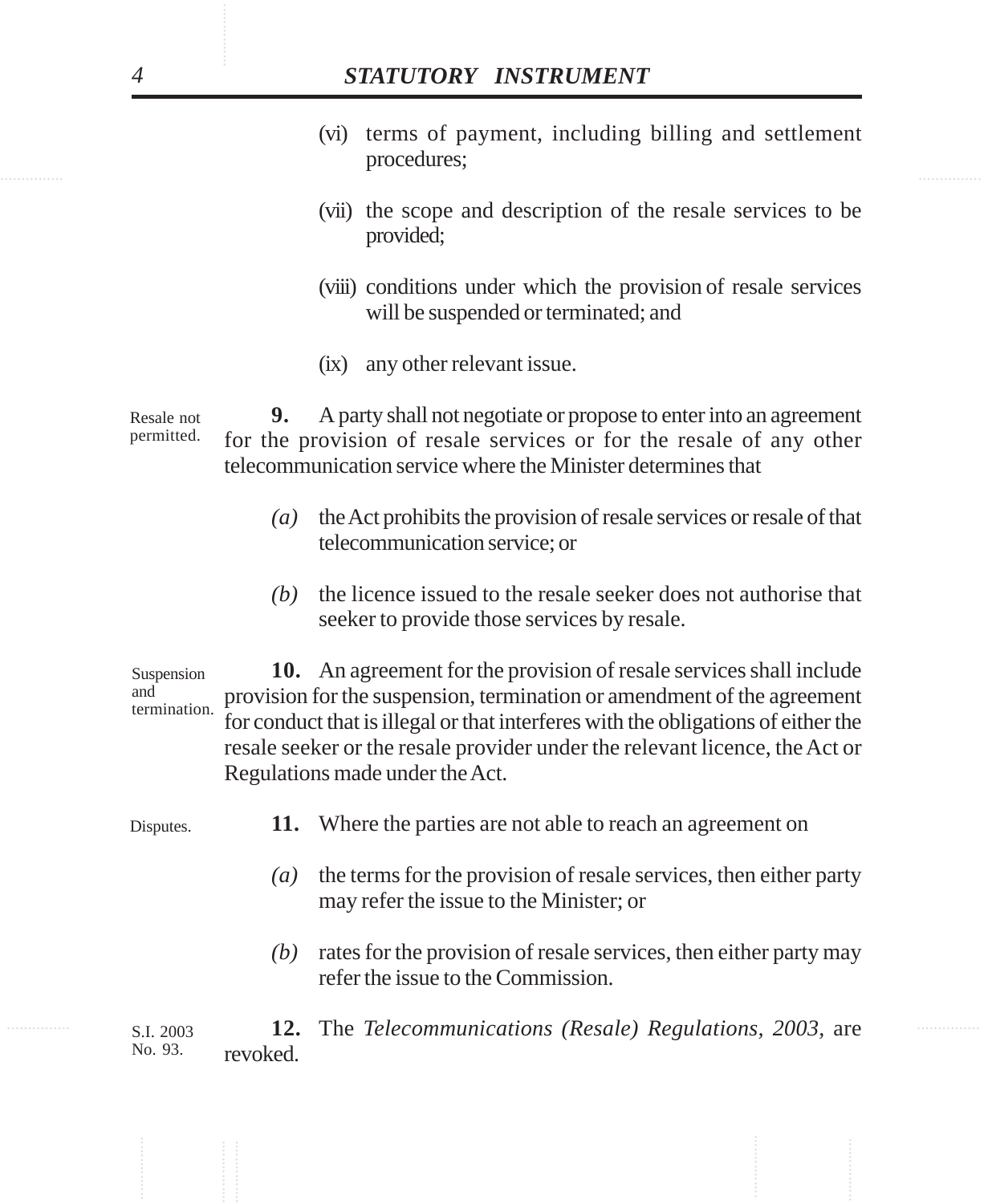(vi) terms of payment, including billing and settlement procedures;

(vii) the scope and description of the resale services to be provided;

(viii) conditions under which the provision of resale services will be suspended or terminated; and

(ix) any other relevant issue.

Resale not permitted.

**9.** A party shall not negotiate or propose to enter into an agreement for the provision of resale services or for the resale of any other telecommunication service where the Minister determines that

*(a)* the Act prohibits the provision of resale services or resale of that telecommunication service; or

*(b)* the licence issued to the resale seeker does not authorise that seeker to provide those services by resale.

Suspension and termination.

**10.** An agreement for the provision of resale services shall include provision for the suspension, termination or amendment of the agreement for conduct that is illegal or that interferes with the obligations of either the resale seeker or the resale provider under the relevant licence, the Act or Regulations made under the Act.

Disputes.

**11.** Where the parties are not able to reach an agreement on

*(a)* the terms for the provision of resale services, then either party may refer the issue to the Minister; or

*(b)* rates for the provision of resale services, then either party may refer the issue to the Commission.

S.I. 2003 No. 93.

**12.** The *Telecommunications (Resale) Regulations, 2003,* are revoked.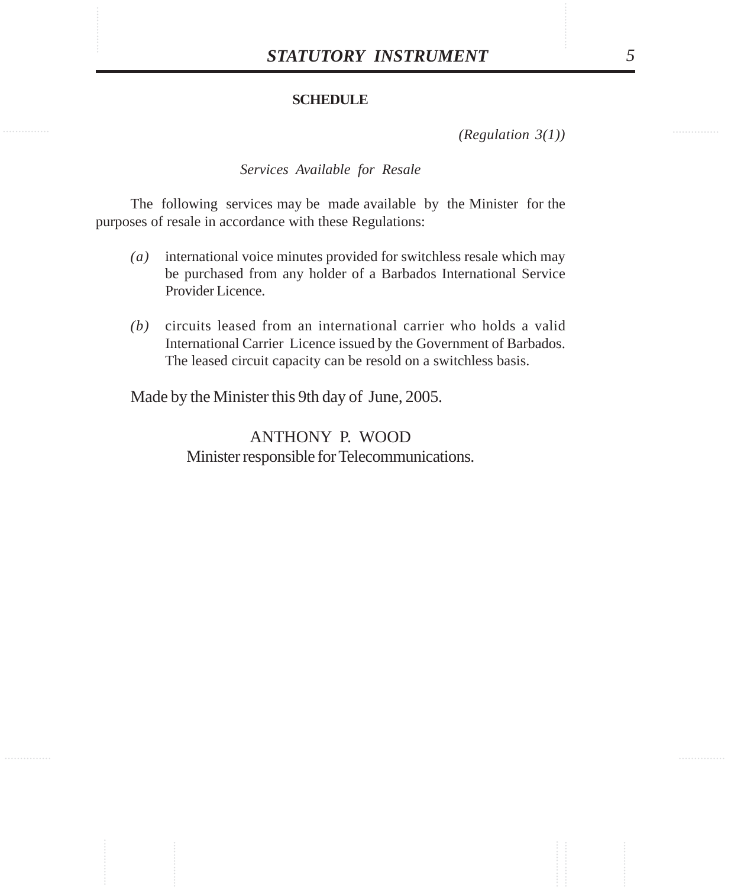## SCHEDULE

*(Regulation 3(1))*

*Services Available for Resale*

The following services may be made available by the Minister for the purposes of resale in accordance with these Regulations:

*(a)* international voice minutes provided for switchless resale which may be purchased from any holder of a Barbados International Service Provider Licence.

*(b)* circuits leased from an international carrier who holds a valid International Carrier Licence issued by the Government of Barbados. The leased circuit capacity can be resold on a switchless basis.

Made by the Minister this 9th day of June, 2005.

ANTHONY P. WOOD
Minister responsible for Telecommunications.